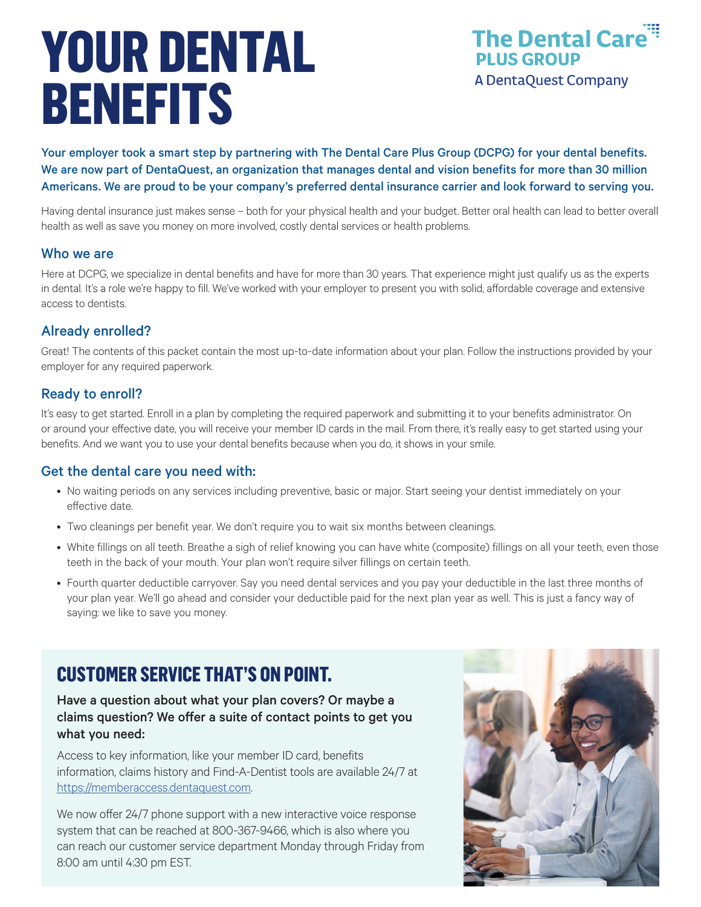# YOUR DENTAL BENEFITS

The Dental Care PLUS GROUP
A DentaQuest Company

**Your employer took a smart step by partnering with The Dental Care Plus Group (DCPG) for your dental benefits. We are now part of DentaQuest, an organization that manages dental and vision benefits for more than 30 million Americans. We are proud to be your company's preferred dental insurance carrier and look forward to serving you.**

Having dental insurance just makes sense – both for your physical health and your budget. Better oral health can lead to better overall health as well as save you money on more involved, costly dental services or health problems.

## Who we are

Here at DCPG, we specialize in dental benefits and have for more than 30 years. That experience might just qualify us as the experts in dental. It's a role we're happy to fill. We've worked with your employer to present you with solid, affordable coverage and extensive access to dentists.

## Already enrolled?

Great! The contents of this packet contain the most up-to-date information about your plan. Follow the instructions provided by your employer for any required paperwork.

## Ready to enroll?

It's easy to get started. Enroll in a plan by completing the required paperwork and submitting it to your benefits administrator. On or around your effective date, you will receive your member ID cards in the mail. From there, it's really easy to get started using your benefits. And we want you to use your dental benefits because when you do, it shows in your smile.

## Get the dental care you need with:

- No waiting periods on any services including preventive, basic or major. Start seeing your dentist immediately on your effective date.
- Two cleanings per benefit year. We don't require you to wait six months between cleanings.
- White fillings on all teeth. Breathe a sigh of relief knowing you can have white (composite) fillings on all your teeth, even those teeth in the back of your mouth. Your plan won't require silver fillings on certain teeth.
- Fourth quarter deductible carryover. Say you need dental services and you pay your deductible in the last three months of your plan year. We'll go ahead and consider your deductible paid for the next plan year as well. This is just a fancy way of saying: we like to save you money.

## CUSTOMER SERVICE THAT'S ON POINT.

**Have a question about what your plan covers? Or maybe a claims question? We offer a suite of contact points to get you what you need:**

Access to key information, like your member ID card, benefits information, claims history and Find-A-Dentist tools are available 24/7 at https://memberaccess.dentaquest.com.

We now offer 24/7 phone support with a new interactive voice response system that can be reached at 800-367-9466, which is also where you can reach our customer service department Monday through Friday from 8:00 am until 4:30 pm EST.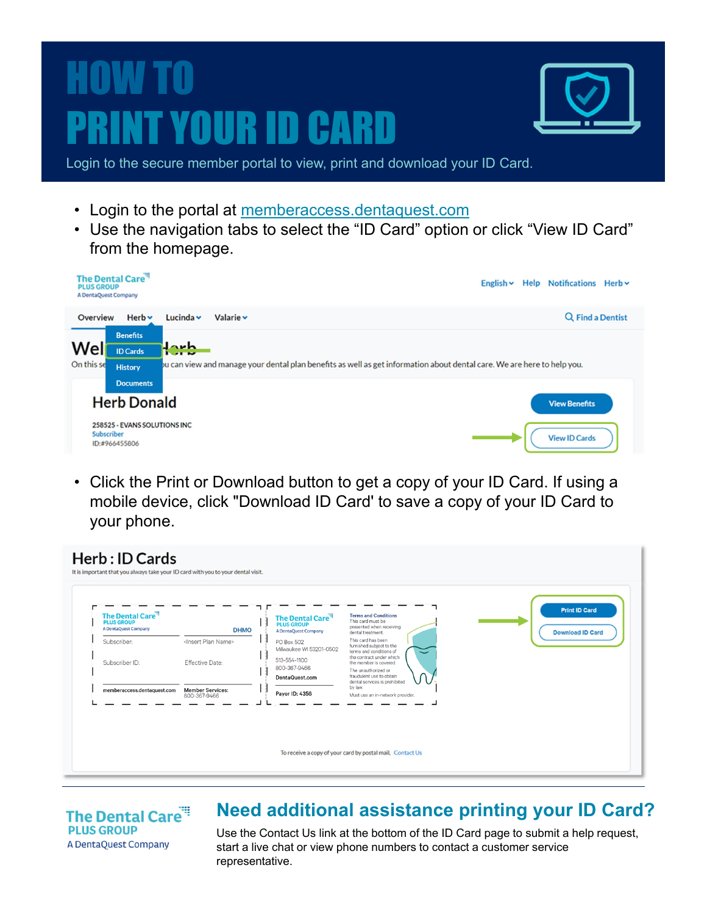# HOW TO PRINT YOUR ID CARD

Login to the secure member portal to view, print and download your ID Card.

- Login to the portal at [memberaccess.dentaquest.com](memberaccess.dentaquest.com)
- Use the navigation tabs to select the "ID Card" option or click "View ID Card" from the homepage.

- Click the Print or Download button to get a copy of your ID Card. If using a mobile device, click "Download ID Card' to save a copy of your ID Card to your phone.

The Dental Care
PLUS GROUP
A DentaQuest Company

## Need additional assistance printing your ID Card?

Use the Contact Us link at the bottom of the ID Card page to submit a help request, start a live chat or view phone numbers to contact a customer service representative.